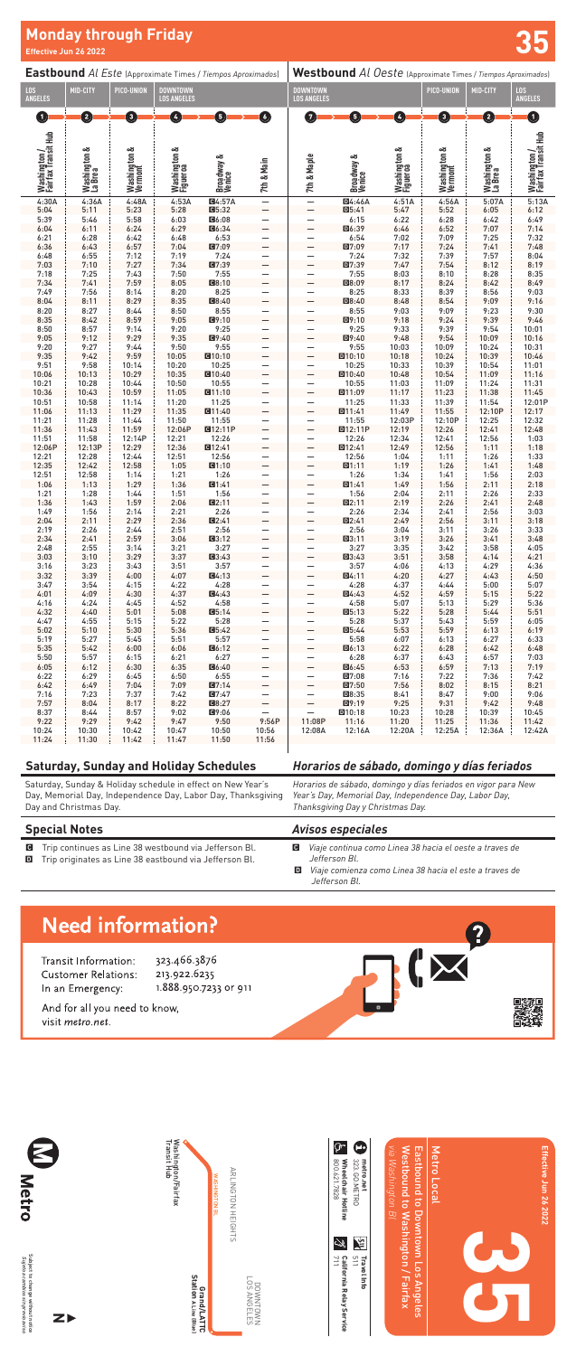# Monday through Friday

Effective Jun 26 2022

# 35

## Eastbound *Al Este* (Approximate Times / *Tiempos Aproximados*)

| LOS ANGELES | MID-CITY | PICO-UNION | DOWNTOWN LOS ANGELES | | |
|---|---|---|---|---|---|
| 1 | 2 | 3 | 4 | 5 | 6 |
| Washington / Fairfax Transit Hub | Washington & La Brea | Washington & Vermont | Washington & Figueroa | Broadway & Venice | 7th & Main |
| 4:30A | 4:36A | 4:48A | 4:53A | C4:57A | — |
| 5:04 | 5:11 | 5:23 | 5:28 | C5:32 | — |
| 5:39 | 5:46 | 5:58 | 6:03 | C6:08 | — |
| 6:04 | 6:11 | 6:24 | 6:29 | C6:34 | — |
| 6:21 | 6:28 | 6:42 | 6:48 | 6:53 | — |
| 6:36 | 6:43 | 6:57 | 7:04 | C7:09 | — |
| 6:48 | 6:55 | 7:12 | 7:19 | 7:24 | — |
| 7:03 | 7:10 | 7:27 | 7:34 | C7:39 | — |
| 7:18 | 7:25 | 7:43 | 7:50 | 7:55 | — |
| 7:34 | 7:41 | 7:59 | 8:05 | C8:10 | — |
| 7:49 | 7:56 | 8:14 | 8:20 | 8:25 | — |
| 8:04 | 8:11 | 8:29 | 8:35 | C8:40 | — |
| 8:20 | 8:27 | 8:44 | 8:50 | 8:55 | — |
| 8:35 | 8:42 | 8:59 | 9:05 | C9:10 | — |
| 8:50 | 8:57 | 9:14 | 9:20 | 9:25 | — |
| 9:05 | 9:12 | 9:29 | 9:35 | C9:40 | — |
| 9:20 | 9:27 | 9:44 | 9:50 | 9:55 | — |
| 9:35 | 9:42 | 9:59 | 10:05 | C10:10 | — |
| 9:51 | 9:58 | 10:14 | 10:20 | 10:25 | — |
| 10:06 | 10:13 | 10:29 | 10:35 | C10:40 | — |
| 10:21 | 10:28 | 10:44 | 10:50 | 10:55 | — |
| 10:36 | 10:43 | 10:59 | 11:05 | C11:10 | — |
| 10:51 | 10:58 | 11:14 | 11:20 | 11:25 | — |
| 11:06 | 11:13 | 11:29 | 11:35 | C11:40 | — |
| 11:21 | 11:28 | 11:44 | 11:50 | 11:55 | — |
| 11:36 | 11:43 | 11:59 | 12:06P | C12:11P | — |
| 11:51 | 11:58 | 12:14P | 12:21 | 12:26 | — |
| 12:06P | 12:13P | 12:29 | 12:36 | C12:41 | — |
| 12:21 | 12:28 | 12:44 | 12:51 | 12:56 | — |
| 12:35 | 12:42 | 12:58 | 1:05 | C1:10 | — |
| 12:51 | 12:58 | 1:14 | 1:21 | 1:26 | — |
| 1:06 | 1:13 | 1:29 | 1:36 | C1:41 | — |
| 1:21 | 1:28 | 1:44 | 1:51 | 1:56 | — |
| 1:36 | 1:43 | 1:59 | 2:06 | C2:11 | — |
| 1:49 | 1:56 | 2:14 | 2:21 | 2:26 | — |
| 2:04 | 2:11 | 2:29 | 2:36 | C2:41 | — |
| 2:19 | 2:26 | 2:44 | 2:51 | 2:56 | — |
| 2:34 | 2:41 | 2:59 | 3:06 | C3:12 | — |
| 2:48 | 2:55 | 3:14 | 3:21 | 3:27 | — |
| 3:03 | 3:10 | 3:29 | 3:37 | C3:43 | — |
| 3:16 | 3:23 | 3:43 | 3:51 | 3:57 | — |
| 3:32 | 3:39 | 4:00 | 4:07 | C4:13 | — |
| 3:47 | 3:54 | 4:15 | 4:22 | 4:28 | — |
| 4:01 | 4:09 | 4:30 | 4:37 | C4:43 | — |
| 4:16 | 4:24 | 4:45 | 4:52 | 4:58 | — |
| 4:32 | 4:40 | 5:01 | 5:08 | C5:14 | — |
| 4:47 | 4:55 | 5:15 | 5:22 | 5:28 | — |
| 5:02 | 5:10 | 5:30 | 5:36 | C5:42 | — |
| 5:19 | 5:27 | 5:45 | 5:51 | 5:57 | — |
| 5:35 | 5:42 | 6:00 | 6:06 | C6:12 | — |
| 5:50 | 5:57 | 6:15 | 6:21 | 6:27 | — |
| 6:05 | 6:12 | 6:30 | 6:35 | C6:40 | — |
| 6:22 | 6:29 | 6:45 | 6:50 | 6:55 | — |
| 6:42 | 6:49 | 7:04 | 7:09 | C7:14 | — |
| 7:16 | 7:23 | 7:37 | 7:42 | C7:47 | — |
| 7:57 | 8:04 | 8:17 | 8:22 | C8:27 | — |
| 8:37 | 8:44 | 8:57 | 9:02 | C9:06 | — |
| 9:22 | 9:29 | 9:42 | 9:47 | 9:50 | 9:56P |
| 10:24 | 10:30 | 10:42 | 10:47 | 10:50 | 10:56 |
| 11:24 | 11:30 | 11:42 | 11:47 | 11:50 | 11:56 |

## Westbound *Al Oeste* (Approximate Times / *Tiempos Aproximados*)

| DOWNTOWN LOS ANGELES | | | PICO-UNION | MID-CITY | LOS ANGELES |
|---|---|---|---|---|---|
| 7 | 5 | 4 | 3 | 2 | 1 |
| 7th & Maple | Broadway & Venice | Washington & Figueroa | Washington & Vermont | Washington & La Brea | Washington / Fairfax Transit Hub |
| — | D4:46A | 4:51A | 4:56A | 5:07A | 5:13A |
| — | D5:41 | 5:47 | 5:52 | 6:05 | 6:12 |
| — | 6:15 | 6:22 | 6:28 | 6:42 | 6:49 |
| — | D6:39 | 6:46 | 6:52 | 7:07 | 7:14 |
| — | 6:54 | 7:02 | 7:09 | 7:25 | 7:32 |
| — | D7:09 | 7:17 | 7:24 | 7:41 | 7:48 |
| — | 7:24 | 7:32 | 7:39 | 7:57 | 8:04 |
| — | D7:39 | 7:47 | 7:54 | 8:12 | 8:19 |
| — | 7:55 | 8:03 | 8:10 | 8:28 | 8:35 |
| — | D8:09 | 8:17 | 8:24 | 8:42 | 8:49 |
| — | 8:25 | 8:33 | 8:39 | 8:56 | 9:03 |
| — | D8:40 | 8:48 | 8:54 | 9:09 | 9:16 |
| — | 8:55 | 9:03 | 9:09 | 9:23 | 9:30 |
| — | D9:10 | 9:18 | 9:24 | 9:39 | 9:46 |
| — | 9:25 | 9:33 | 9:39 | 9:54 | 10:01 |
| — | D9:40 | 9:48 | 9:54 | 10:09 | 10:16 |
| — | 9:55 | 10:03 | 10:09 | 10:24 | 10:31 |
| — | D10:10 | 10:18 | 10:24 | 10:39 | 10:46 |
| — | 10:25 | 10:33 | 10:39 | 10:54 | 11:01 |
| — | D10:40 | 10:48 | 10:54 | 11:09 | 11:16 |
| — | 10:55 | 11:03 | 11:09 | 11:24 | 11:31 |
| — | D11:09 | 11:17 | 11:23 | 11:38 | 11:45 |
| — | 11:25 | 11:33 | 11:39 | 11:54 | 12:01P |
| — | D11:41 | 11:49 | 11:55 | 12:10P | 12:17 |
| — | 11:55 | 12:03P | 12:10P | 12:25 | 12:32 |
| — | D12:11P | 12:19 | 12:26 | 12:41 | 12:48 |
| — | 12:26 | 12:34 | 12:41 | 12:56 | 1:03 |
| — | D12:41 | 12:49 | 12:56 | 1:11 | 1:18 |
| — | 12:56 | 1:04 | 1:11 | 1:26 | 1:33 |
| — | D1:11 | 1:19 | 1:26 | 1:41 | 1:48 |
| — | 1:26 | 1:34 | 1:41 | 1:56 | 2:03 |
| — | D1:41 | 1:49 | 1:56 | 2:11 | 2:18 |
| — | 1:56 | 2:04 | 2:11 | 2:26 | 2:33 |
| — | D2:11 | 2:19 | 2:26 | 2:41 | 2:48 |
| — | 2:26 | 2:34 | 2:41 | 2:56 | 3:03 |
| — | D2:41 | 2:49 | 2:56 | 3:11 | 3:18 |
| — | 2:56 | 3:04 | 3:11 | 3:26 | 3:33 |
| — | D3:11 | 3:19 | 3:26 | 3:41 | 3:48 |
| — | 3:27 | 3:35 | 3:42 | 3:58 | 4:05 |
| — | D3:43 | 3:51 | 3:58 | 4:14 | 4:21 |
| — | 3:57 | 4:06 | 4:13 | 4:29 | 4:36 |
| — | D4:11 | 4:20 | 4:27 | 4:43 | 4:50 |
| — | 4:28 | 4:37 | 4:44 | 5:00 | 5:07 |
| — | D4:43 | 4:52 | 4:59 | 5:15 | 5:22 |
| — | 4:58 | 5:07 | 5:13 | 5:29 | 5:36 |
| — | D5:13 | 5:22 | 5:28 | 5:44 | 5:51 |
| — | 5:28 | 5:37 | 5:43 | 5:59 | 6:05 |
| — | D5:44 | 5:53 | 5:59 | 6:13 | 6:19 |
| — | 5:58 | 6:07 | 6:13 | 6:27 | 6:33 |
| — | D6:13 | 6:22 | 6:28 | 6:42 | 6:48 |
| — | 6:28 | 6:37 | 6:43 | 6:57 | 7:03 |
| — | D6:45 | 6:53 | 6:59 | 7:13 | 7:19 |
| — | D7:08 | 7:16 | 7:22 | 7:36 | 7:42 |
| — | D7:50 | 7:56 | 8:02 | 8:15 | 8:21 |
| — | D8:35 | 8:41 | 8:47 | 9:00 | 9:06 |
| — | D9:19 | 9:25 | 9:31 | 9:42 | 9:48 |
| — | D10:18 | 10:23 | 10:28 | 10:39 | 10:45 |
| 11:08P | 11:16 | 11:20 | 11:25 | 11:36 | 11:42 |
| 12:08A | 12:16A | 12:20A | 12:25A | 12:36A | 12:42A |

## Saturday, Sunday and Holiday Schedules

Saturday, Sunday & Holiday schedule in effect on New Year's Day, Memorial Day, Independence Day, Labor Day, Thanksgiving Day and Christmas Day.

## *Horarios de sábado, domingo y días feriados*

*Horarios de sábado, domingo y días feriados en vigor para New Year's Day, Memorial Day, Independence Day, Labor Day, Thanksgiving Day y Christmas Day.*

## Special Notes

- **C** Trip continues as Line 38 westbound via Jefferson Bl.
- **D** Trip originates as Line 38 eastbound via Jefferson Bl.

## *Avisos especiales*

- **C** *Viaje continua como Línea 38 hacia el oeste a traves de Jefferson Bl.*
- **D** *Viaje comienza como Línea 38 hacia el este a traves de Jefferson Bl.*

## Need information?

Transit Information: 323.466.3876
Customer Relations: 213.922.6235
In an Emergency: 1.888.950.7233 or 911

And for all you need to know, visit metro.net.

Washington/Fairfax Transit Hub — Washington Bl — Arlington Heights — Grand/LATTC Station A Line (Blue) — Downtown Los Angeles

metro.net
323.GO.METRO
Wheelchair Hotline 800.621.7828
511 Travel Info
711 California Relay Service

Metro Local

Eastbound to Downtown Los Angeles
Westbound to Washington / Fairfax
*via Washington Bl*

Effective Jun 26 2022

35

Metro

Subject to change without notice
*Sujeto a cambios sin previo aviso*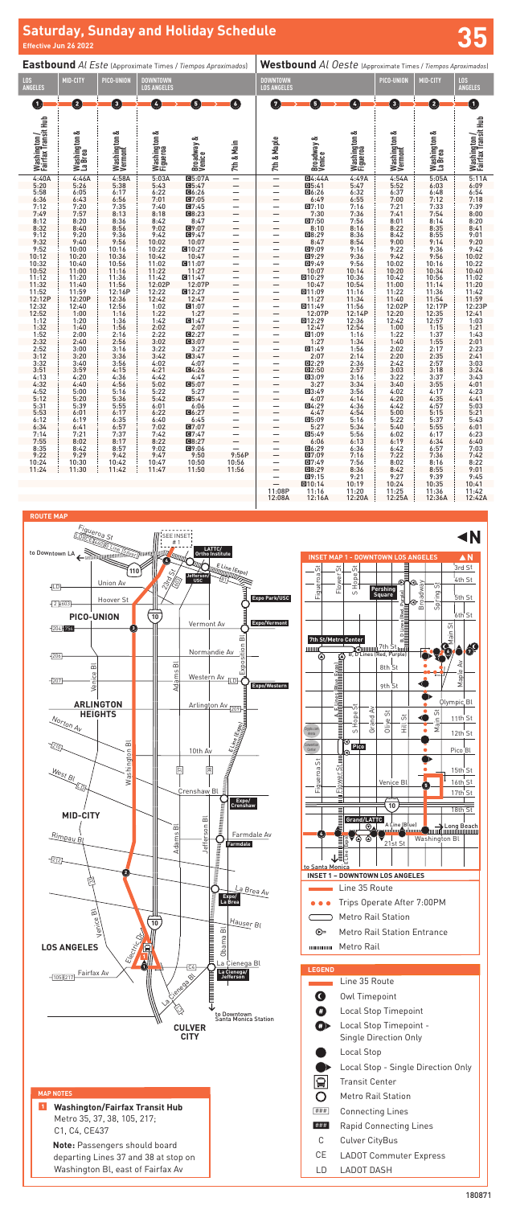# Saturday, Sunday and Holiday Schedule

**Effective Jun 26 2022**

# 35

## Eastbound *Al Este* (Approximate Times / *Tiempos Aproximados*)

| LOS ANGELES | MID-CITY | PICO-UNION | DOWNTOWN LOS ANGELES | | |
|---|---|---|---|---|---|
| 1 | 2 | 3 | 4 | 5 | 6 |
| Washington / Fairfax Transit Hub | Washington & La Brea | Washington & Vermont | Washington & Figueroa | Broadway & Venice | 7th & Main |
| 4:40A | 4:46A | 4:58A | 5:03A | E5:07A | — |
| 5:20 | 5:26 | 5:38 | 5:43 | E5:47 | — |
| 5:58 | 6:05 | 6:17 | 6:22 | E6:26 | — |
| 6:36 | 6:43 | 6:56 | 7:01 | E7:05 | — |
| 7:12 | 7:20 | 7:35 | 7:40 | E7:45 | — |
| 7:49 | 7:57 | 8:13 | 8:18 | E8:23 | — |
| 8:12 | 8:20 | 8:36 | 8:42 | 8:47 | — |
| 8:32 | 8:40 | 8:56 | 9:02 | E9:07 | — |
| 9:12 | 9:20 | 9:36 | 9:42 | E9:47 | — |
| 9:32 | 9:40 | 9:56 | 10:02 | 10:07 | — |
| 9:52 | 10:00 | 10:16 | 10:22 | E10:27 | — |
| 10:12 | 10:20 | 10:36 | 10:42 | 10:47 | — |
| 10:32 | 10:40 | 10:56 | 11:02 | E11:07 | — |
| 10:52 | 11:00 | 11:16 | 11:22 | 11:27 | — |
| 11:12 | 11:20 | 11:36 | 11:42 | E11:47 | — |
| 11:32 | 11:40 | 11:56 | 12:02P | 12:07P | — |
| 11:52 | 11:59 | 12:16P | 12:22 | E12:27 | — |
| 12:12P | 12:20P | 12:36 | 12:42 | 12:47 | — |
| 12:32 | 12:40 | 12:56 | 1:02 | E1:07 | — |
| 12:52 | 1:00 | 1:16 | 1:22 | 1:27 | — |
| 1:12 | 1:20 | 1:36 | 1:42 | E1:47 | — |
| 1:32 | 1:40 | 1:56 | 2:02 | 2:07 | — |
| 1:52 | 2:00 | 2:16 | 2:22 | E2:27 | — |
| 2:32 | 2:40 | 2:56 | 3:02 | E3:07 | — |
| 2:52 | 3:00 | 3:16 | 3:22 | 3:27 | — |
| 3:12 | 3:20 | 3:36 | 3:42 | E3:47 | — |
| 3:32 | 3:40 | 3:56 | 4:02 | 4:07 | — |
| 3:51 | 3:59 | 4:15 | 4:21 | E4:26 | — |
| 4:13 | 4:20 | 4:36 | 4:42 | 4:47 | — |
| 4:32 | 4:40 | 4:56 | 5:02 | E5:07 | — |
| 4:52 | 5:00 | 5:16 | 5:22 | 5:27 | — |
| 5:12 | 5:20 | 5:36 | 5:42 | E5:47 | — |
| 5:31 | 5:39 | 5:55 | 6:01 | 6:06 | — |
| 5:53 | 6:01 | 6:17 | 6:22 | E6:27 | — |
| 6:12 | 6:19 | 6:35 | 6:40 | 6:45 | — |
| 6:34 | 6:41 | 6:57 | 7:02 | E7:07 | — |
| 7:14 | 7:21 | 7:37 | 7:42 | E7:47 | — |
| 7:55 | 8:02 | 8:17 | 8:22 | E8:27 | — |
| 8:35 | 8:42 | 8:57 | 9:02 | E9:06 | — |
| 9:22 | 9:29 | 9:42 | 9:47 | 9:50 | 9:56P |
| 10:24 | 10:30 | 10:42 | 10:47 | 10:50 | 10:56 |
| 11:24 | 11:30 | 11:42 | 11:47 | 11:50 | 11:56 |

## Westbound *Al Oeste* (Approximate Times / *Tiempos Aproximados*)

| DOWNTOWN LOS ANGELES | | | PICO-UNION | MID-CITY | LOS ANGELES |
|---|---|---|---|---|---|
| 7 | 5 | 4 | 3 | 2 | 1 |
| 7th & Maple | Broadway & Venice | Washington & Figueroa | Washington & Vermont | Washington & La Brea | Washington / Fairfax Transit Hub |
| — | D4:44A | 4:49A | 4:54A | 5:05A | 5:11A |
| — | D5:41 | 5:47 | 5:52 | 6:03 | 6:09 |
| — | D6:26 | 6:32 | 6:37 | 6:48 | 6:54 |
| — | 6:49 | 6:55 | 7:00 | 7:12 | 7:18 |
| — | D7:10 | 7:16 | 7:21 | 7:33 | 7:39 |
| — | 7:30 | 7:36 | 7:41 | 7:54 | 8:00 |
| — | D7:50 | 7:56 | 8:01 | 8:14 | 8:20 |
| — | 8:10 | 8:16 | 8:22 | 8:35 | 8:41 |
| — | D8:29 | 8:36 | 8:42 | 8:55 | 9:01 |
| — | 8:47 | 8:54 | 9:00 | 9:14 | 9:20 |
| — | D9:09 | 9:16 | 9:22 | 9:36 | 9:42 |
| — | D9:29 | 9:36 | 9:42 | 9:56 | 10:02 |
| — | D9:49 | 9:56 | 10:02 | 10:16 | 10:22 |
| — | 10:07 | 10:14 | 10:20 | 10:34 | 10:40 |
| — | D10:29 | 10:36 | 10:42 | 10:56 | 11:02 |
| — | 10:47 | 10:54 | 11:00 | 11:14 | 11:20 |
| — | D11:09 | 11:16 | 11:22 | 11:36 | 11:42 |
| — | 11:27 | 11:34 | 11:40 | 11:54 | 11:59 |
| — | D11:49 | 11:56 | 12:02P | 12:17P | 12:23P |
| — | 12:07P | 12:14P | 12:20 | 12:35 | 12:41 |
| — | D12:29 | 12:36 | 12:42 | 12:57 | 1:03 |
| — | 12:47 | 12:54 | 1:00 | 1:15 | 1:21 |
| — | D1:09 | 1:16 | 1:22 | 1:37 | 1:43 |
| — | 1:27 | 1:34 | 1:40 | 1:55 | 2:01 |
| — | D1:49 | 1:56 | 2:02 | 2:17 | 2:23 |
| — | 2:07 | 2:14 | 2:20 | 2:35 | 2:41 |
| — | D2:29 | 2:36 | 2:42 | 2:57 | 3:03 |
| — | D2:50 | 2:57 | 3:03 | 3:18 | 3:24 |
| — | D3:09 | 3:16 | 3:22 | 3:37 | 3:43 |
| — | 3:27 | 3:34 | 3:40 | 3:55 | 4:01 |
| — | D3:49 | 3:56 | 4:02 | 4:17 | 4:23 |
| — | 4:07 | 4:14 | 4:20 | 4:35 | 4:41 |
| — | D4:29 | 4:36 | 4:42 | 4:57 | 5:03 |
| — | 4:47 | 4:54 | 5:00 | 5:15 | 5:21 |
| — | D5:09 | 5:16 | 5:22 | 5:37 | 5:43 |
| — | 5:27 | 5:34 | 5:40 | 5:55 | 6:01 |
| — | D5:49 | 5:56 | 6:02 | 6:17 | 6:23 |
| — | 6:06 | 6:13 | 6:19 | 6:34 | 6:40 |
| — | D6:29 | 6:36 | 6:42 | 6:57 | 7:03 |
| — | D7:09 | 7:16 | 7:22 | 7:36 | 7:42 |
| — | D7:49 | 7:56 | 8:02 | 8:16 | 8:22 |
| — | D8:29 | 8:36 | 8:42 | 8:56 | 9:01 |
| — | D9:15 | 9:21 | 9:27 | 9:39 | 9:45 |
| — | D10:14 | 10:19 | 10:24 | 10:35 | 10:41 |
| 11:08P | 11:16 | 11:20 | 11:25 | 11:36 | 11:42 |
| 12:08A | 12:16A | 12:20A | 12:25A | 12:36A | 12:42A |

## ROUTE MAP

### INSET 1 – DOWNTOWN LOS ANGELES

- Line 35 Route
- Trips Operate After 7:00PM
- Metro Rail Station
- Metro Rail Station Entrance
- Metro Rail

### MAP NOTES

**1 Washington/Fairfax Transit Hub**
Metro 35, 37, 38, 105, 217; C1, C4, CE437

**Note:** Passengers should board departing Lines 37 and 38 at stop on Washington Bl, east of Fairfax Av

### LEGEND

- Line 35 Route
- Owl Timepoint
- Local Stop Timepoint
- Local Stop Timepoint - Single Direction Only
- Local Stop
- Local Stop - Single Direction Only
- Transit Center
- Metro Rail Station
- ### Connecting Lines
- ### Rapid Connecting Lines
- C Culver CityBus
- CE LADOT Commuter Express
- LD LADOT DASH

180871